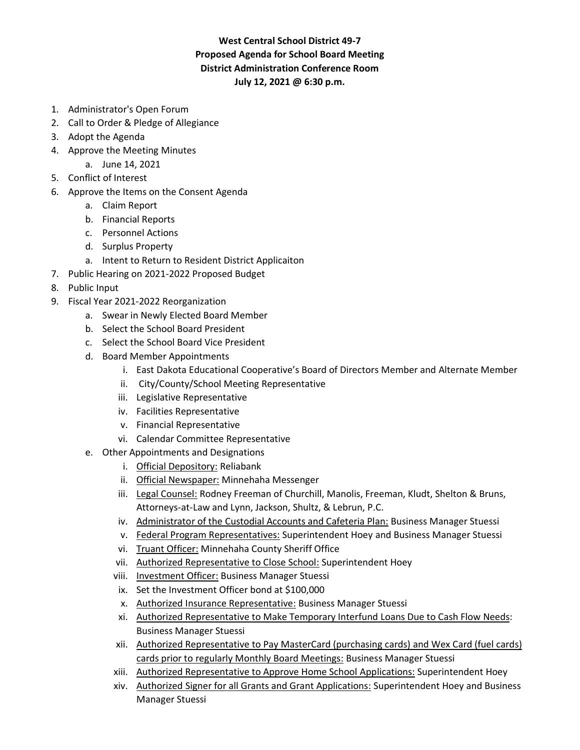**West Central School District 49-7**
**Proposed Agenda for School Board Meeting**
**District Administration Conference Room**
**July 12, 2021 @ 6:30 p.m.**

1. Administrator's Open Forum
2. Call to Order & Pledge of Allegiance
3. Adopt the Agenda
4. Approve the Meeting Minutes
   a. June 14, 2021
5. Conflict of Interest
6. Approve the Items on the Consent Agenda
   a. Claim Report
   b. Financial Reports
   c. Personnel Actions
   d. Surplus Property
   a. Intent to Return to Resident District Applicaiton
7. Public Hearing on 2021-2022 Proposed Budget
8. Public Input
9. Fiscal Year 2021-2022 Reorganization
   a. Swear in Newly Elected Board Member
   b. Select the School Board President
   c. Select the School Board Vice President
   d. Board Member Appointments
      i. East Dakota Educational Cooperative's Board of Directors Member and Alternate Member
      ii. City/County/School Meeting Representative
      iii. Legislative Representative
      iv. Facilities Representative
      v. Financial Representative
      vi. Calendar Committee Representative
   e. Other Appointments and Designations
      i. <u>Official Depository:</u> Reliabank
      ii. <u>Official Newspaper:</u> Minnehaha Messenger
      iii. <u>Legal Counsel:</u> Rodney Freeman of Churchill, Manolis, Freeman, Kludt, Shelton & Bruns, Attorneys-at-Law and Lynn, Jackson, Shultz, & Lebrun, P.C.
      iv. <u>Administrator of the Custodial Accounts and Cafeteria Plan:</u> Business Manager Stuessi
      v. <u>Federal Program Representatives:</u> Superintendent Hoey and Business Manager Stuessi
      vi. <u>Truant Officer:</u> Minnehaha County Sheriff Office
      vii. <u>Authorized Representative to Close School:</u> Superintendent Hoey
      viii. <u>Investment Officer:</u> Business Manager Stuessi
      ix. Set the Investment Officer bond at $100,000
      x. <u>Authorized Insurance Representative:</u> Business Manager Stuessi
      xi. <u>Authorized Representative to Make Temporary Interfund Loans Due to Cash Flow Needs</u>: Business Manager Stuessi
      xii. <u>Authorized Representative to Pay MasterCard (purchasing cards) and Wex Card (fuel cards) cards prior to regularly Monthly Board Meetings:</u> Business Manager Stuessi
      xiii. <u>Authorized Representative to Approve Home School Applications:</u> Superintendent Hoey
      xiv. <u>Authorized Signer for all Grants and Grant Applications:</u> Superintendent Hoey and Business Manager Stuessi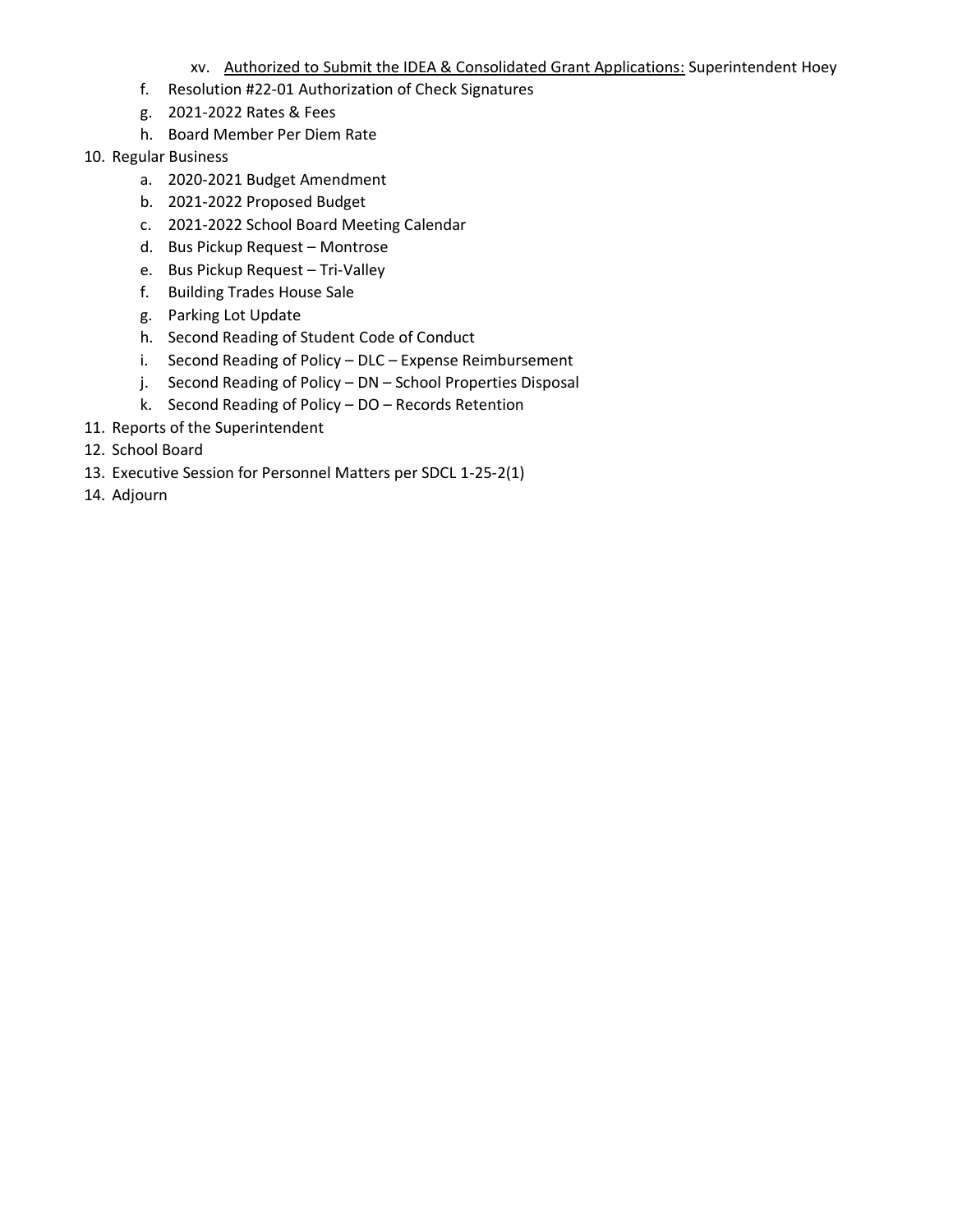xv. <u>Authorized to Submit the IDEA & Consolidated Grant Applications:</u> Superintendent Hoey

   f. Resolution #22-01 Authorization of Check Signatures
   g. 2021-2022 Rates & Fees
   h. Board Member Per Diem Rate

10. Regular Business
    a. 2020-2021 Budget Amendment
    b. 2021-2022 Proposed Budget
    c. 2021-2022 School Board Meeting Calendar
    d. Bus Pickup Request – Montrose
    e. Bus Pickup Request – Tri-Valley
    f. Building Trades House Sale
    g. Parking Lot Update
    h. Second Reading of Student Code of Conduct
    i. Second Reading of Policy – DLC – Expense Reimbursement
    j. Second Reading of Policy – DN – School Properties Disposal
    k. Second Reading of Policy – DO – Records Retention
11. Reports of the Superintendent
12. School Board
13. Executive Session for Personnel Matters per SDCL 1-25-2(1)
14. Adjourn